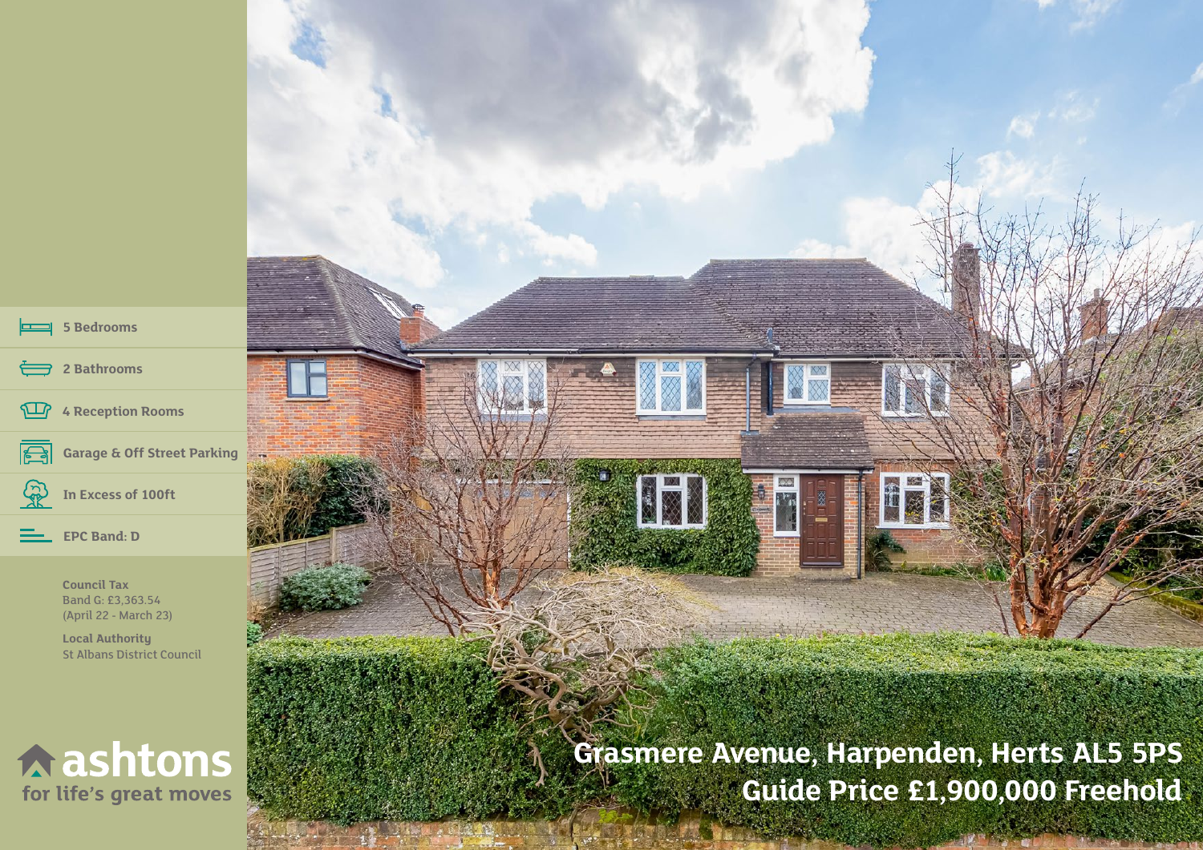- 5 Bedrooms
- 2 Bathrooms
- 4 Reception Rooms
- Garage & Off Street Parking
- In Excess of 100ft
- EPC Band: D

**Council Tax**
Band G: £3,363.54
(April 22 - March 23)

**Local Authority**
St Albans District Council

**ashtons**
for life's great moves

# Grasmere Avenue, Harpenden, Herts AL5 5PS
## Guide Price £1,900,000 Freehold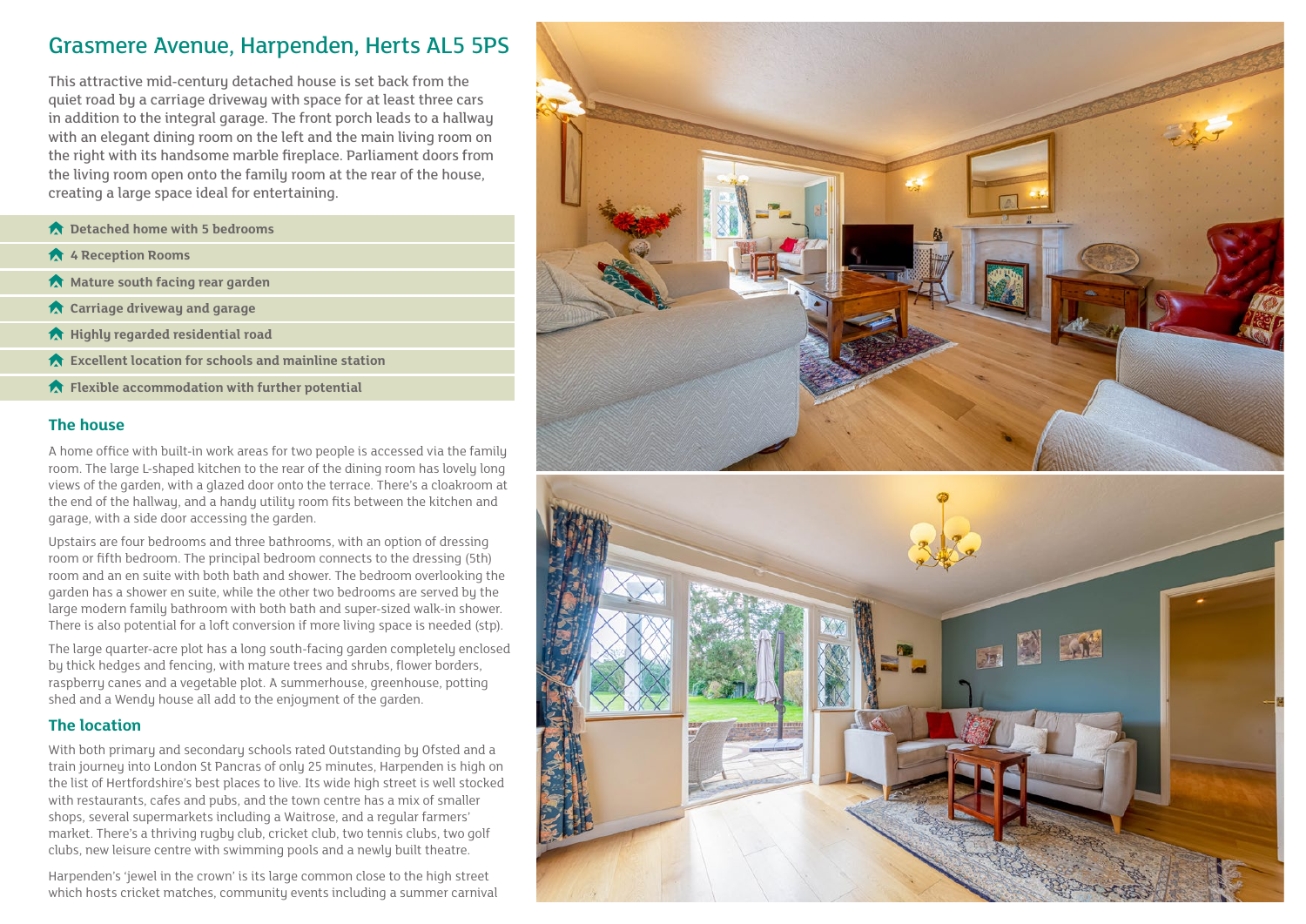# Grasmere Avenue, Harpenden, Herts AL5 5PS

This attractive mid-century detached house is set back from the quiet road by a carriage driveway with space for at least three cars in addition to the integral garage. The front porch leads to a hallway with an elegant dining room on the left and the main living room on the right with its handsome marble fireplace. Parliament doors from the living room open onto the family room at the rear of the house, creating a large space ideal for entertaining.

- Detached home with 5 bedrooms
- 4 Reception Rooms
- Mature south facing rear garden
- Carriage driveway and garage
- Highly regarded residential road
- Excellent location for schools and mainline station
- Flexible accommodation with further potential

## The house

A home office with built-in work areas for two people is accessed via the family room. The large L-shaped kitchen to the rear of the dining room has lovely long views of the garden, with a glazed door onto the terrace. There's a cloakroom at the end of the hallway, and a handy utility room fits between the kitchen and garage, with a side door accessing the garden.

Upstairs are four bedrooms and three bathrooms, with an option of dressing room or fifth bedroom. The principal bedroom connects to the dressing (5th) room and an en suite with both bath and shower. The bedroom overlooking the garden has a shower en suite, while the other two bedrooms are served by the large modern family bathroom with both bath and super-sized walk-in shower. There is also potential for a loft conversion if more living space is needed (stp).

The large quarter-acre plot has a long south-facing garden completely enclosed by thick hedges and fencing, with mature trees and shrubs, flower borders, raspberry canes and a vegetable plot. A summerhouse, greenhouse, potting shed and a Wendy house all add to the enjoyment of the garden.

## The location

With both primary and secondary schools rated Outstanding by Ofsted and a train journey into London St Pancras of only 25 minutes, Harpenden is high on the list of Hertfordshire's best places to live. Its wide high street is well stocked with restaurants, cafes and pubs, and the town centre has a mix of smaller shops, several supermarkets including a Waitrose, and a regular farmers' market. There's a thriving rugby club, cricket club, two tennis clubs, two golf clubs, new leisure centre with swimming pools and a newly built theatre.

Harpenden's 'jewel in the crown' is its large common close to the high street which hosts cricket matches, community events including a summer carnival